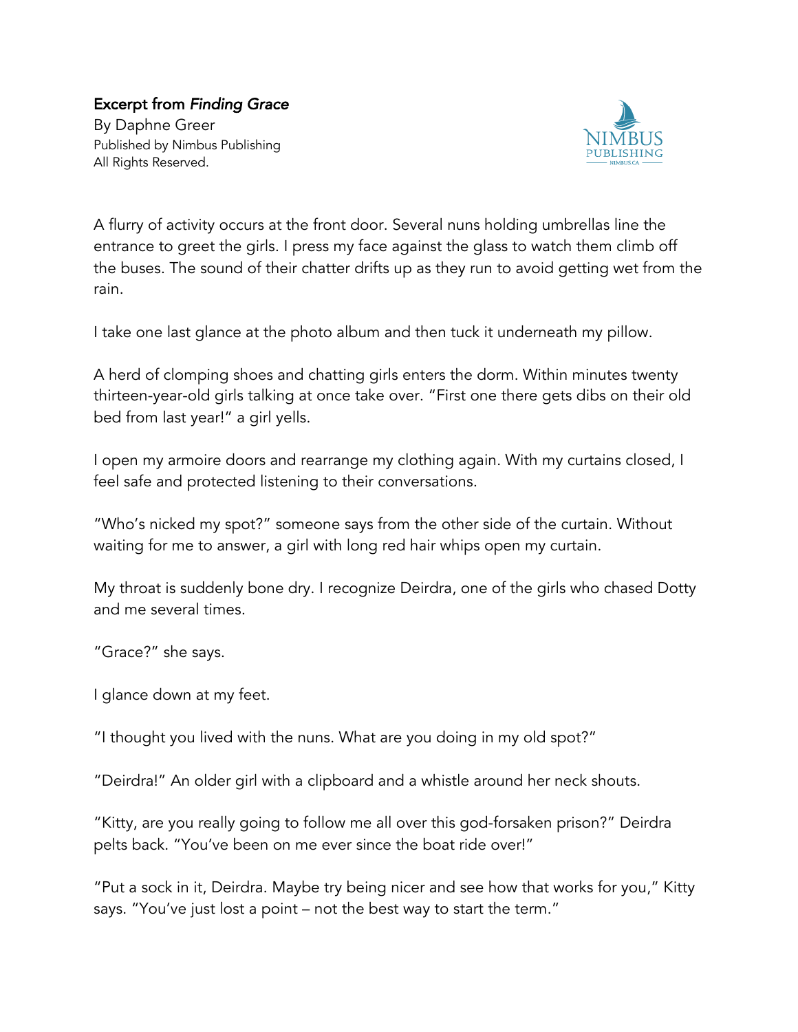**Excerpt from *Finding Grace***
By Daphne Greer
Published by Nimbus Publishing
All Rights Reserved.

A flurry of activity occurs at the front door. Several nuns holding umbrellas line the entrance to greet the girls. I press my face against the glass to watch them climb off the buses. The sound of their chatter drifts up as they run to avoid getting wet from the rain.

I take one last glance at the photo album and then tuck it underneath my pillow.

A herd of clomping shoes and chatting girls enters the dorm. Within minutes twenty thirteen-year-old girls talking at once take over. "First one there gets dibs on their old bed from last year!" a girl yells.

I open my armoire doors and rearrange my clothing again. With my curtains closed, I feel safe and protected listening to their conversations.

"Who's nicked my spot?" someone says from the other side of the curtain. Without waiting for me to answer, a girl with long red hair whips open my curtain.

My throat is suddenly bone dry. I recognize Deirdra, one of the girls who chased Dotty and me several times.

"Grace?" she says.

I glance down at my feet.

"I thought you lived with the nuns. What are you doing in my old spot?"

"Deirdra!" An older girl with a clipboard and a whistle around her neck shouts.

"Kitty, are you really going to follow me all over this god-forsaken prison?" Deirdra pelts back. "You've been on me ever since the boat ride over!"

"Put a sock in it, Deirdra. Maybe try being nicer and see how that works for you," Kitty says. "You've just lost a point – not the best way to start the term."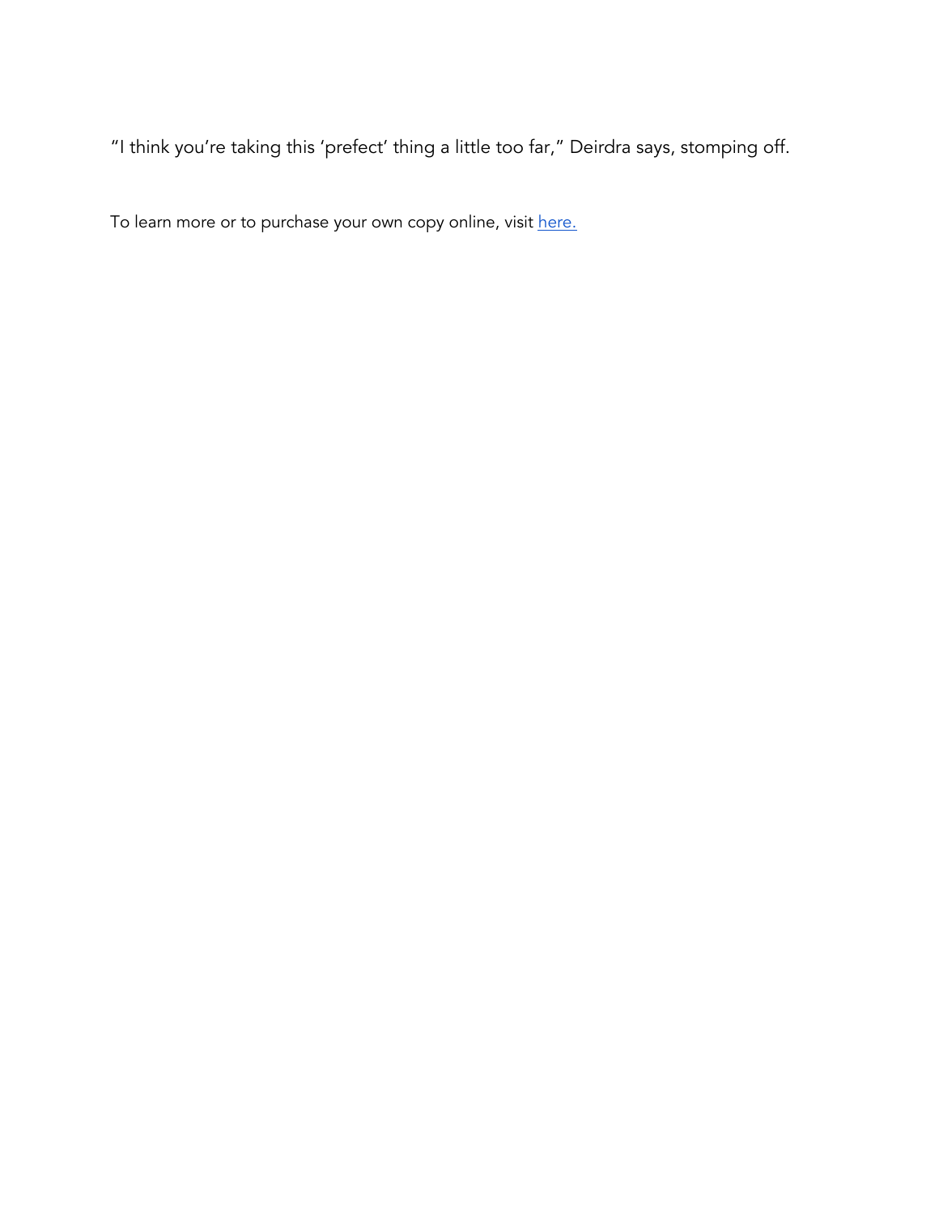"I think you're taking this 'prefect' thing a little too far," Deirdra says, stomping off.

To learn more or to purchase your own copy online, visit here.